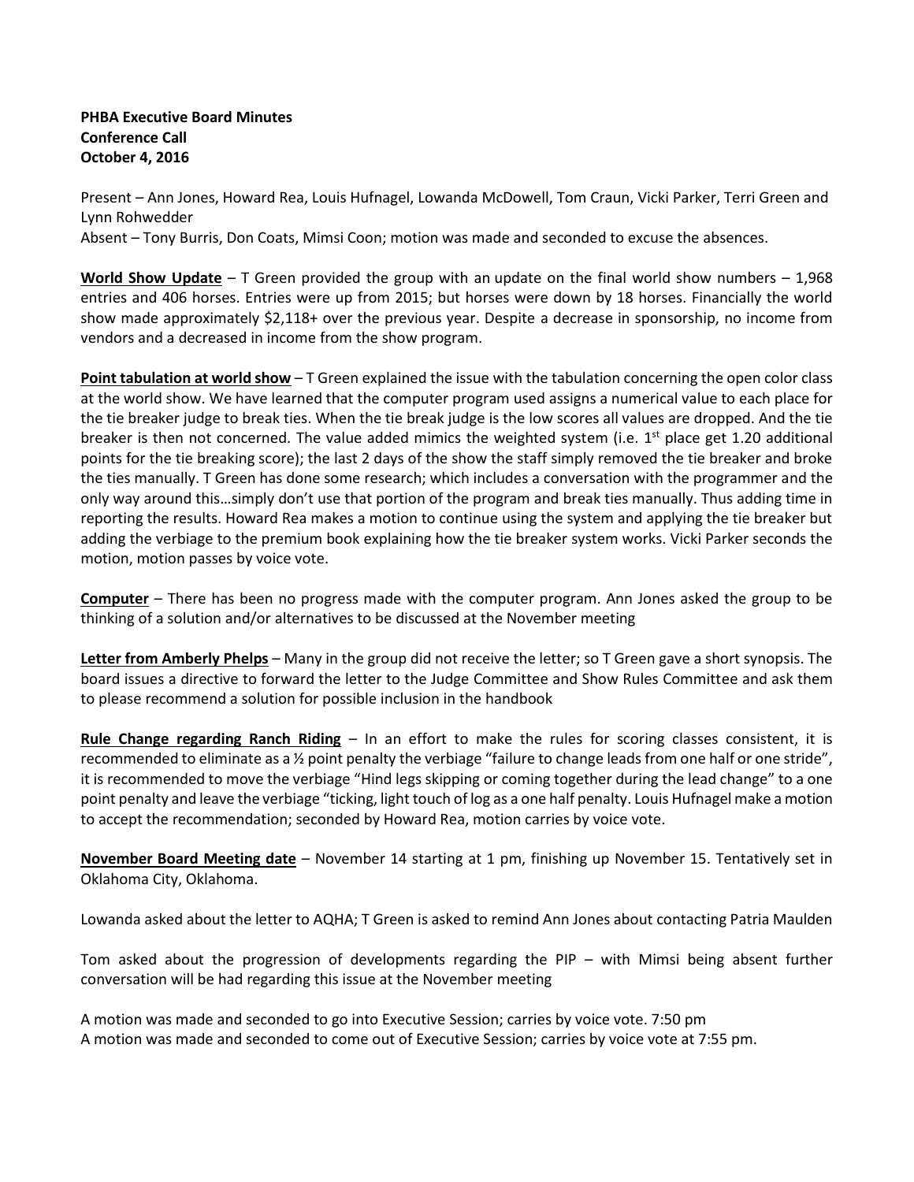**PHBA Executive Board Minutes**
**Conference Call**
**October 4, 2016**

Present – Ann Jones, Howard Rea, Louis Hufnagel, Lowanda McDowell, Tom Craun, Vicki Parker, Terri Green and Lynn Rohwedder
Absent – Tony Burris, Don Coats, Mimsi Coon; motion was made and seconded to excuse the absences.

**World Show Update** – T Green provided the group with an update on the final world show numbers – 1,968 entries and 406 horses. Entries were up from 2015; but horses were down by 18 horses. Financially the world show made approximately $2,118+ over the previous year. Despite a decrease in sponsorship, no income from vendors and a decreased in income from the show program.

**Point tabulation at world show** – T Green explained the issue with the tabulation concerning the open color class at the world show. We have learned that the computer program used assigns a numerical value to each place for the tie breaker judge to break ties. When the tie break judge is the low scores all values are dropped. And the tie breaker is then not concerned. The value added mimics the weighted system (i.e. 1st place get 1.20 additional points for the tie breaking score); the last 2 days of the show the staff simply removed the tie breaker and broke the ties manually. T Green has done some research; which includes a conversation with the programmer and the only way around this…simply don't use that portion of the program and break ties manually. Thus adding time in reporting the results. Howard Rea makes a motion to continue using the system and applying the tie breaker but adding the verbiage to the premium book explaining how the tie breaker system works. Vicki Parker seconds the motion, motion passes by voice vote.

**Computer** – There has been no progress made with the computer program. Ann Jones asked the group to be thinking of a solution and/or alternatives to be discussed at the November meeting

**Letter from Amberly Phelps** – Many in the group did not receive the letter; so T Green gave a short synopsis. The board issues a directive to forward the letter to the Judge Committee and Show Rules Committee and ask them to please recommend a solution for possible inclusion in the handbook

**Rule Change regarding Ranch Riding** – In an effort to make the rules for scoring classes consistent, it is recommended to eliminate as a ½ point penalty the verbiage "failure to change leads from one half or one stride", it is recommended to move the verbiage "Hind legs skipping or coming together during the lead change" to a one point penalty and leave the verbiage "ticking, light touch of log as a one half penalty. Louis Hufnagel make a motion to accept the recommendation; seconded by Howard Rea, motion carries by voice vote.

**November Board Meeting date** – November 14 starting at 1 pm, finishing up November 15. Tentatively set in Oklahoma City, Oklahoma.

Lowanda asked about the letter to AQHA; T Green is asked to remind Ann Jones about contacting Patria Maulden

Tom asked about the progression of developments regarding the PIP – with Mimsi being absent further conversation will be had regarding this issue at the November meeting

A motion was made and seconded to go into Executive Session; carries by voice vote. 7:50 pm
A motion was made and seconded to come out of Executive Session; carries by voice vote at 7:55 pm.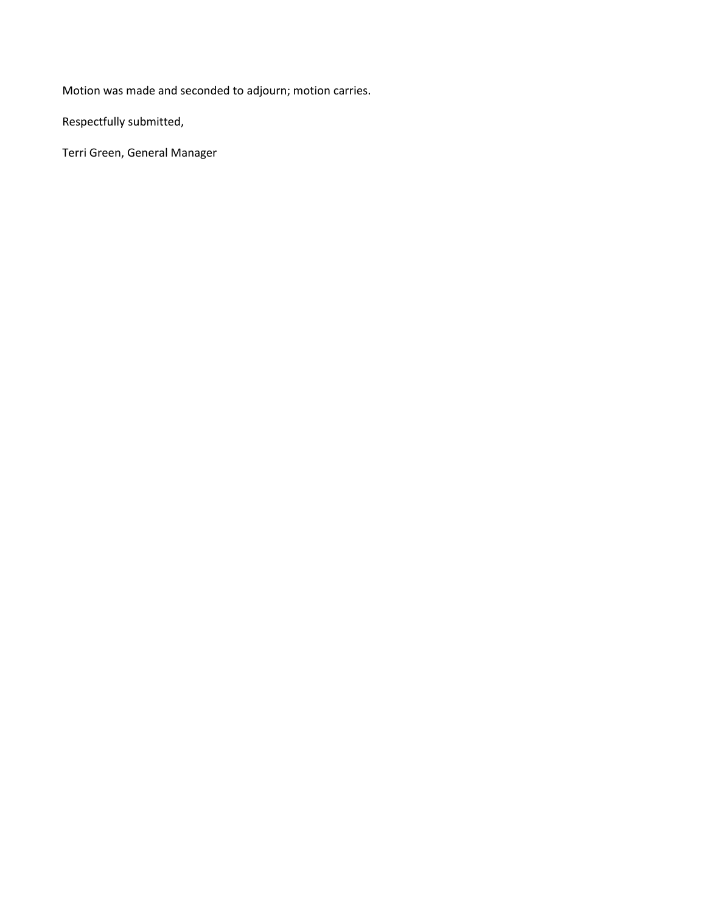Motion was made and seconded to adjourn; motion carries.

Respectfully submitted,

Terri Green, General Manager